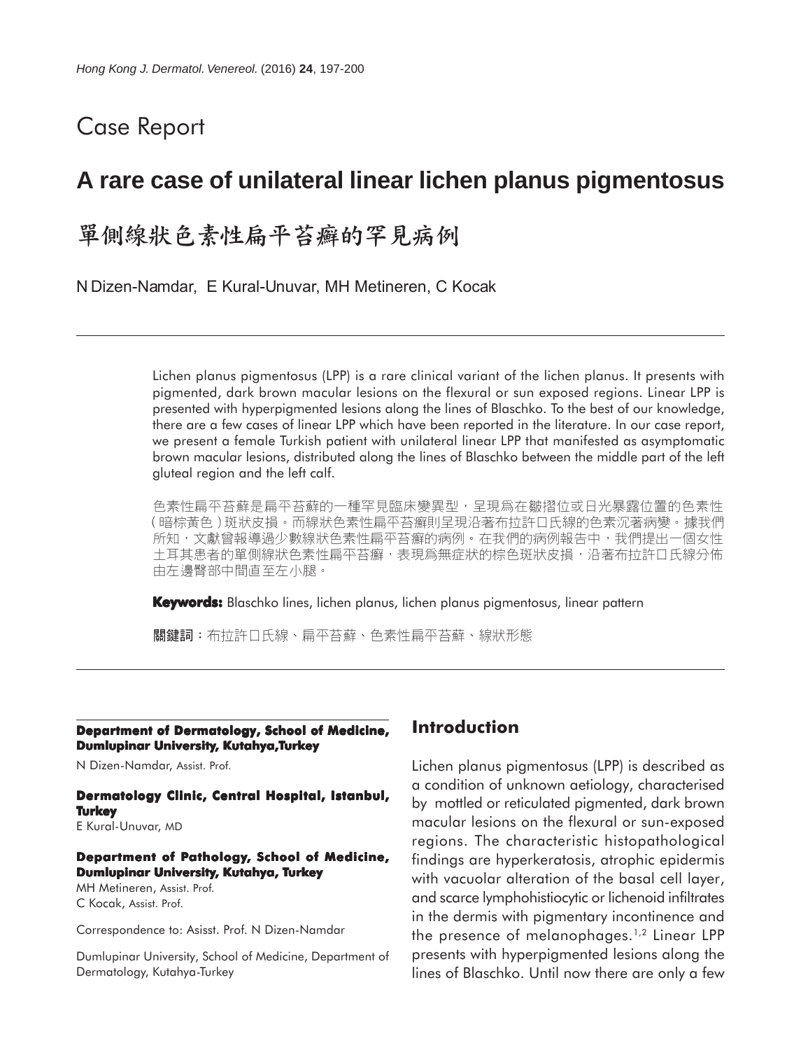Case Report

# A rare case of unilateral linear lichen planus pigmentosus

# 單側線狀色素性扁平苔癬的罕見病例

N Dizen-Namdar, E Kural-Unuvar, MH Metineren, C Kocak

Lichen planus pigmentosus (LPP) is a rare clinical variant of the lichen planus. It presents with pigmented, dark brown macular lesions on the flexural or sun exposed regions. Linear LPP is presented with hyperpigmented lesions along the lines of Blaschko. To the best of our knowledge, there are a few cases of linear LPP which have been reported in the literature. In our case report, we present a female Turkish patient with unilateral linear LPP that manifested as asymptomatic brown macular lesions, distributed along the lines of Blaschko between the middle part of the left gluteal region and the left calf.

色素性扁平苔蘚是扁平苔蘚的一種罕見臨床變異型，呈現爲在皺摺位或日光暴露位置的色素性(暗棕黃色)斑狀皮損。而線狀色素性扁平苔癬則呈現沿著布拉許口氏線的色素沉著病變。據我們所知，文獻曾報導過少數線狀色素性扁平苔癬的病例。在我們的病例報告中，我們提出一個女性土耳其患者的單側線狀色素性扁平苔癬，表現爲無症狀的棕色斑狀皮損，沿著布拉許口氏線分佈由左邊臀部中間直至左小腿。

**Keywords:** Blaschko lines, lichen planus, lichen planus pigmentosus, linear pattern

**關鍵詞**：布拉許口氏線、扁平苔蘚、色素性扁平苔蘚、線狀形態

**Department of Dermatology, School of Medicine, Dumlupinar University, Kutahya,Turkey**

N Dizen-Namdar, Assist. Prof.

**Dermatology Clinic, Central Hospital, Istanbul, Turkey**

E Kural-Unuvar, MD

**Department of Pathology, School of Medicine, Dumlupinar University, Kutahya, Turkey**

MH Metineren, Assist. Prof.
C Kocak, Assist. Prof.

Correspondence to: Asisst. Prof. N Dizen-Namdar

Dumlupinar University, School of Medicine, Department of Dermatology, Kutahya-Turkey

## Introduction

Lichen planus pigmentosus (LPP) is described as a condition of unknown aetiology, characterised by mottled or reticulated pigmented, dark brown macular lesions on the flexural or sun-exposed regions. The characteristic histopathological findings are hyperkeratosis, atrophic epidermis with vacuolar alteration of the basal cell layer, and scarce lymphohistiocytic or lichenoid infiltrates in the dermis with pigmentary incontinence and the presence of melanophages.[1,2] Linear LPP presents with hyperpigmented lesions along the lines of Blaschko. Until now there are only a few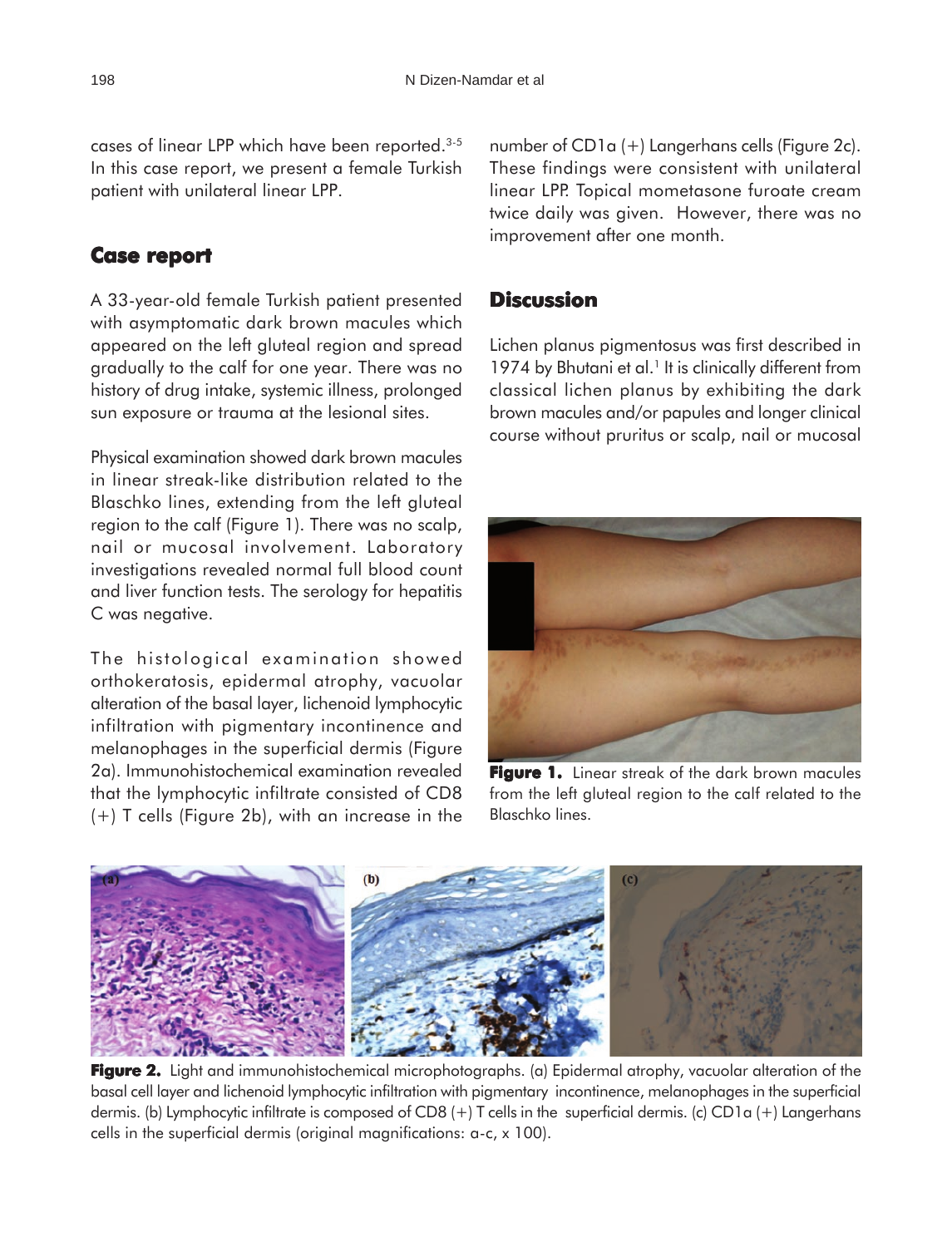cases of linear LPP which have been reported.[3-5] In this case report, we present a female Turkish patient with unilateral linear LPP.

## Case report

A 33-year-old female Turkish patient presented with asymptomatic dark brown macules which appeared on the left gluteal region and spread gradually to the calf for one year. There was no history of drug intake, systemic illness, prolonged sun exposure or trauma at the lesional sites.

Physical examination showed dark brown macules in linear streak-like distribution related to the Blaschko lines, extending from the left gluteal region to the calf (Figure 1). There was no scalp, nail or mucosal involvement. Laboratory investigations revealed normal full blood count and liver function tests. The serology for hepatitis C was negative.

The histological examination showed orthokeratosis, epidermal atrophy, vacuolar alteration of the basal layer, lichenoid lymphocytic infiltration with pigmentary incontinence and melanophages in the superficial dermis (Figure 2a). Immunohistochemical examination revealed that the lymphocytic infiltrate consisted of CD8 (+) T cells (Figure 2b), with an increase in the number of CD1a (+) Langerhans cells (Figure 2c). These findings were consistent with unilateral linear LPP. Topical mometasone furoate cream twice daily was given. However, there was no improvement after one month.

**Figure 1.** Linear streak of the dark brown macules from the left gluteal region to the calf related to the Blaschko lines.

## Discussion

Lichen planus pigmentosus was first described in 1974 by Bhutani et al.[1] It is clinically different from classical lichen planus by exhibiting the dark brown macules and/or papules and longer clinical course without pruritus or scalp, nail or mucosal

**Figure 2.** Light and immunohistochemical microphotographs. (a) Epidermal atrophy, vacuolar alteration of the basal cell layer and lichenoid lymphocytic infiltration with pigmentary incontinence, melanophages in the superficial dermis. (b) Lymphocytic infiltrate is composed of CD8 (+) T cells in the superficial dermis. (c) CD1a (+) Langerhans cells in the superficial dermis (original magnifications: a-c, x 100).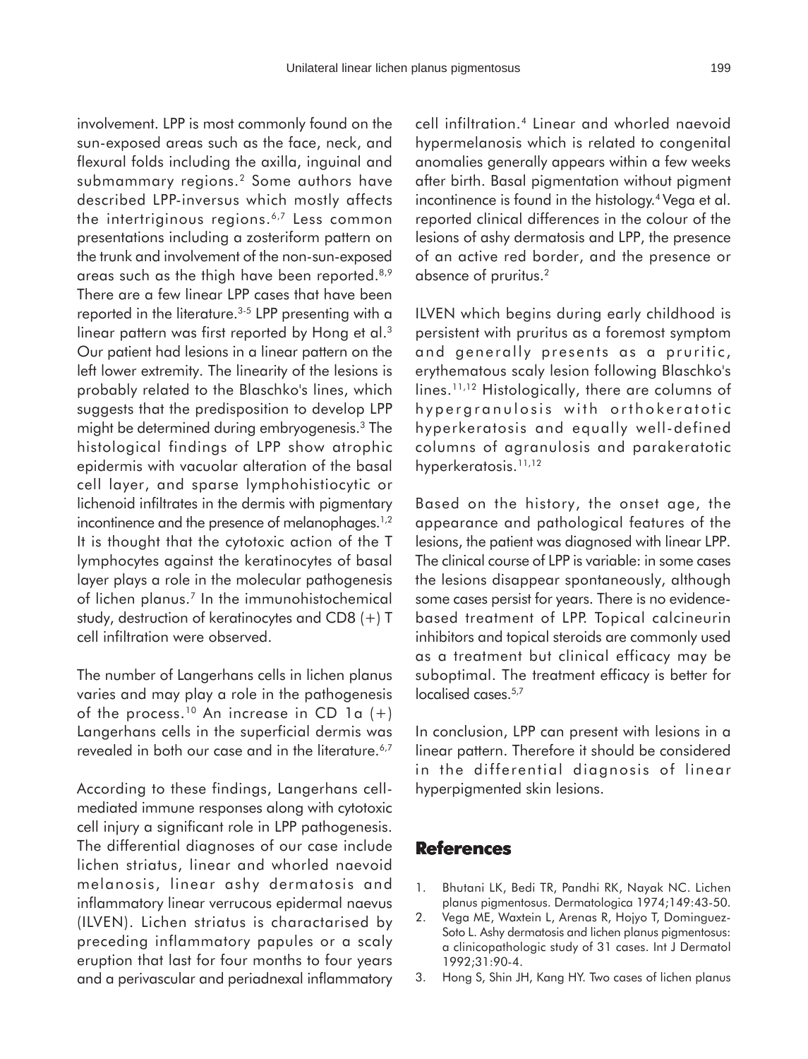involvement. LPP is most commonly found on the sun-exposed areas such as the face, neck, and flexural folds including the axilla, inguinal and submammary regions.[2] Some authors have described LPP-inversus which mostly affects the intertriginous regions.[6,7] Less common presentations including a zosteriform pattern on the trunk and involvement of the non-sun-exposed areas such as the thigh have been reported.[8,9] There are a few linear LPP cases that have been reported in the literature.[3-5] LPP presenting with a linear pattern was first reported by Hong et al.[3] Our patient had lesions in a linear pattern on the left lower extremity. The linearity of the lesions is probably related to the Blaschko's lines, which suggests that the predisposition to develop LPP might be determined during embryogenesis.[3] The histological findings of LPP show atrophic epidermis with vacuolar alteration of the basal cell layer, and sparse lymphohistiocytic or lichenoid infiltrates in the dermis with pigmentary incontinence and the presence of melanophages.[1,2] It is thought that the cytotoxic action of the T lymphocytes against the keratinocytes of basal layer plays a role in the molecular pathogenesis of lichen planus.[7] In the immunohistochemical study, destruction of keratinocytes and CD8 (+) T cell infiltration were observed.

The number of Langerhans cells in lichen planus varies and may play a role in the pathogenesis of the process.[10] An increase in CD 1a (+) Langerhans cells in the superficial dermis was revealed in both our case and in the literature.[6,7]

According to these findings, Langerhans cell-mediated immune responses along with cytotoxic cell injury a significant role in LPP pathogenesis. The differential diagnoses of our case include lichen striatus, linear and whorled naevoid melanosis, linear ashy dermatosis and inflammatory linear verrucous epidermal naevus (ILVEN). Lichen striatus is charactarised by preceding inflammatory papules or a scaly eruption that last for four months to four years and a perivascular and periadnexal inflammatory cell infiltration.[4] Linear and whorled naevoid hypermelanosis which is related to congenital anomalies generally appears within a few weeks after birth. Basal pigmentation without pigment incontinence is found in the histology.[4] Vega et al. reported clinical differences in the colour of the lesions of ashy dermatosis and LPP, the presence of an active red border, and the presence or absence of pruritus.[2]

ILVEN which begins during early childhood is persistent with pruritus as a foremost symptom and generally presents as a pruritic, erythematous scaly lesion following Blaschko's lines.[11,12] Histologically, there are columns of hypergranulosis with orthokeratotic hyperkeratosis and equally well-defined columns of agranulosis and parakeratotic hyperkeratosis.[11,12]

Based on the history, the onset age, the appearance and pathological features of the lesions, the patient was diagnosed with linear LPP. The clinical course of LPP is variable: in some cases the lesions disappear spontaneously, although some cases persist for years. There is no evidence-based treatment of LPP. Topical calcineurin inhibitors and topical steroids are commonly used as a treatment but clinical efficacy may be suboptimal. The treatment efficacy is better for localised cases.[5,7]

In conclusion, LPP can present with lesions in a linear pattern. Therefore it should be considered in the differential diagnosis of linear hyperpigmented skin lesions.

## References

1. Bhutani LK, Bedi TR, Pandhi RK, Nayak NC. Lichen planus pigmentosus. Dermatologica 1974;149:43-50.
2. Vega ME, Waxtein L, Arenas R, Hojyo T, Dominguez-Soto L. Ashy dermatosis and lichen planus pigmentosus: a clinicopathologic study of 31 cases. Int J Dermatol 1992;31:90-4.
3. Hong S, Shin JH, Kang HY. Two cases of lichen planus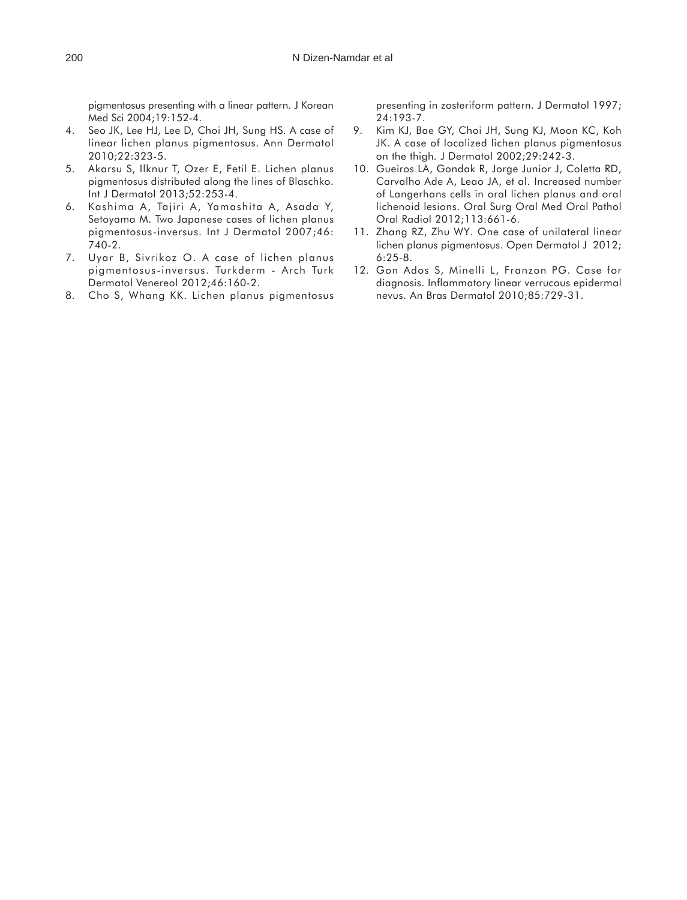pigmentosus presenting with a linear pattern. J Korean Med Sci 2004;19:152-4.

4. Seo JK, Lee HJ, Lee D, Choi JH, Sung HS. A case of linear lichen planus pigmentosus. Ann Dermatol 2010;22:323-5.
5. Akarsu S, Ilknur T, Ozer E, Fetil E. Lichen planus pigmentosus distributed along the lines of Blaschko. Int J Dermatol 2013;52:253-4.
6. Kashima A, Tajiri A, Yamashita A, Asada Y, Setoyama M. Two Japanese cases of lichen planus pigmentosus-inversus. Int J Dermatol 2007;46: 740-2.
7. Uyar B, Sivrikoz O. A case of lichen planus pigmentosus-inversus. Turkderm - Arch Turk Dermatol Venereol 2012;46:160-2.
8. Cho S, Whang KK. Lichen planus pigmentosus presenting in zosteriform pattern. J Dermatol 1997; 24:193-7.
9. Kim KJ, Bae GY, Choi JH, Sung KJ, Moon KC, Koh JK. A case of localized lichen planus pigmentosus on the thigh. J Dermatol 2002;29:242-3.
10. Gueiros LA, Gondak R, Jorge Junior J, Coletta RD, Carvalho Ade A, Leao JA, et al. Increased number of Langerhans cells in oral lichen planus and oral lichenoid lesions. Oral Surg Oral Med Oral Pathol Oral Radiol 2012;113:661-6.
11. Zhang RZ, Zhu WY. One case of unilateral linear lichen planus pigmentosus. Open Dermatol J 2012; 6:25-8.
12. Gon Ados S, Minelli L, Franzon PG. Case for diagnosis. Inflammatory linear verrucous epidermal nevus. An Bras Dermatol 2010;85:729-31.